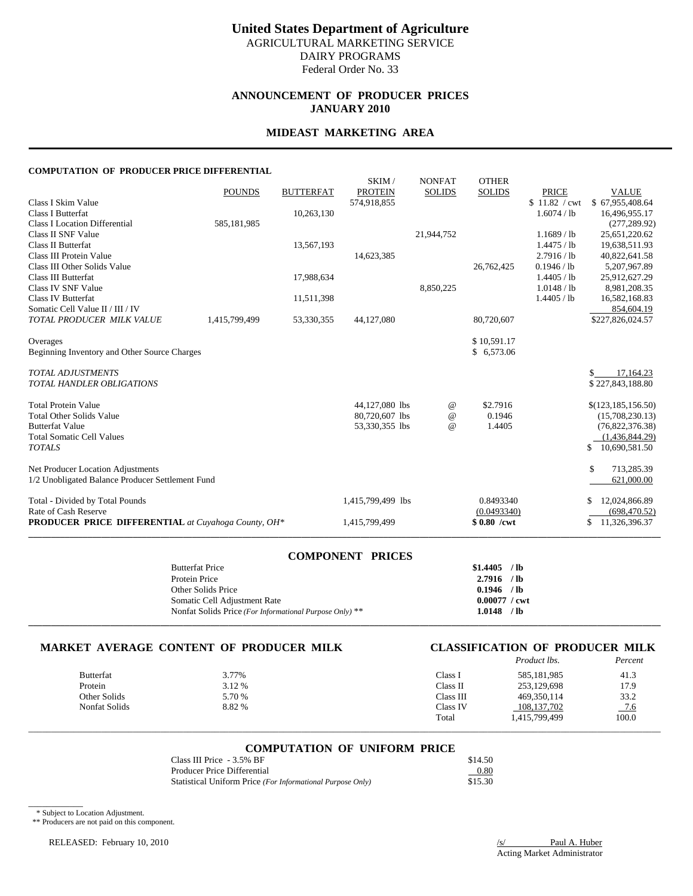# United States Department of Agriculture

AGRICULTURAL MARKETING SERVICE
DAIRY PROGRAMS
Federal Order No. 33

## ANNOUNCEMENT OF PRODUCER PRICES
## JANUARY 2010

## MIDEAST MARKETING AREA

### COMPUTATION OF PRODUCER PRICE DIFFERENTIAL

| | POUNDS | BUTTERFAT | SKIM / PROTEIN | NONFAT SOLIDS | OTHER SOLIDS | PRICE | VALUE |
|---|---|---|---|---|---|---|---|
| Class I Skim Value | | | 574,918,855 | | | $ 11.82 / cwt | $ 67,955,408.64 |
| Class I Butterfat | | 10,263,130 | | | | 1.6074 / lb | 16,496,955.17 |
| Class I Location Differential | 585,181,985 | | | | | | (277,289.92) |
| Class II SNF Value | | | | 21,944,752 | | 1.1689 / lb | 25,651,220.62 |
| Class II Butterfat | | 13,567,193 | | | | 1.4475 / lb | 19,638,511.93 |
| Class III Protein Value | | | 14,623,385 | | | 2.7916 / lb | 40,822,641.58 |
| Class III Other Solids Value | | | | | 26,762,425 | 0.1946 / lb | 5,207,967.89 |
| Class III Butterfat | | 17,988,634 | | | | 1.4405 / lb | 25,912,627.29 |
| Class IV SNF Value | | | | 8,850,225 | | 1.0148 / lb | 8,981,208.35 |
| Class IV Butterfat | | 11,511,398 | | | | 1.4405 / lb | 16,582,168.83 |
| Somatic Cell Value II / III / IV | | | | | | | 854,604.19 |
| *TOTAL PRODUCER MILK VALUE* | 1,415,799,499 | 53,330,355 | 44,127,080 | | 80,720,607 | | $227,826,024.57 |
| Overages | | | | | $ 10,591.17 | | |
| Beginning Inventory and Other Source Charges | | | | | $ 6,573.06 | | |
| *TOTAL ADJUSTMENTS* | | | | | | | $ 17,164.23 |
| *TOTAL HANDLER OBLIGATIONS* | | | | | | | $ 227,843,188.80 |
| Total Protein Value | | | 44,127,080 lbs | @ | $2.7916 | | $(123,185,156.50) |
| Total Other Solids Value | | | 80,720,607 lbs | @ | 0.1946 | | (15,708,230.13) |
| Butterfat Value | | | 53,330,355 lbs | @ | 1.4405 | | (76,822,376.38) |
| Total Somatic Cell Values | | | | | | | (1,436,844.29) |
| *TOTALS* | | | | | | | $ 10,690,581.50 |
| Net Producer Location Adjustments | | | | | | | $ 713,285.39 |
| 1/2 Unobligated Balance Producer Settlement Fund | | | | | | | 621,000.00 |
| Total - Divided by Total Pounds | | | 1,415,799,499 lbs | | 0.8493340 | | $ 12,024,866.89 |
| Rate of Cash Reserve | | | | | (0.0493340) | | (698,470.52) |
| **PRODUCER PRICE DIFFERENTIAL** *at Cuyahoga County, OH\** | | | 1,415,799,499 | | **$ 0.80 /cwt** | | $ 11,326,396.37 |

### COMPONENT PRICES

| | |
|---|---|
| Butterfat Price | **$1.4405 / lb** |
| Protein Price | **2.7916 / lb** |
| Other Solids Price | **0.1946 / lb** |
| Somatic Cell Adjustment Rate | **0.00077 / cwt** |
| Nonfat Solids Price *(For Informational Purpose Only)* ** | **1.0148 / lb** |

### MARKET AVERAGE CONTENT OF PRODUCER MILK

| | |
|---|---|
| Butterfat | 3.77% |
| Protein | 3.12 % |
| Other Solids | 5.70 % |
| Nonfat Solids | 8.82 % |

### CLASSIFICATION OF PRODUCER MILK

| | *Product lbs.* | *Percent* |
|---|---|---|
| Class I | 585,181,985 | 41.3 |
| Class II | 253,129,698 | 17.9 |
| Class III | 469,350,114 | 33.2 |
| Class IV | 108,137,702 | 7.6 |
| Total | 1,415,799,499 | 100.0 |

### COMPUTATION OF UNIFORM PRICE

| | |
|---|---|
| Class III Price - 3.5% BF | $14.50 |
| Producer Price Differential | 0.80 |
| Statistical Uniform Price *(For Informational Purpose Only)* | $15.30 |

\* Subject to Location Adjustment.
** Producers are not paid on this component.

RELEASED: February 10, 2010

/s/ Paul A. Huber
Acting Market Administrator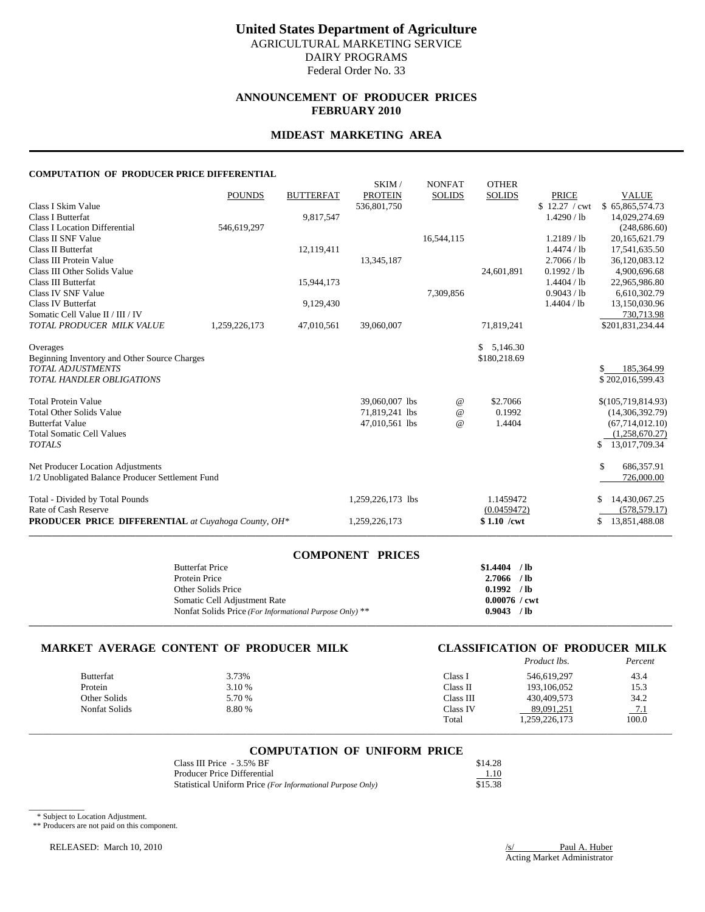# United States Department of Agriculture

AGRICULTURAL MARKETING SERVICE
DAIRY PROGRAMS
Federal Order No. 33

## ANNOUNCEMENT OF PRODUCER PRICES
## FEBRUARY 2010

## MIDEAST MARKETING AREA

### COMPUTATION OF PRODUCER PRICE DIFFERENTIAL

| | POUNDS | BUTTERFAT | SKIM / PROTEIN | NONFAT SOLIDS | OTHER SOLIDS | PRICE | VALUE |
|---|---|---|---|---|---|---|---|
| Class I Skim Value | | | 536,801,750 | | | $ 12.27 / cwt | $ 65,865,574.73 |
| Class I Butterfat | | 9,817,547 | | | | 1.4290 / lb | 14,029,274.69 |
| Class I Location Differential | 546,619,297 | | | | | | (248,686.60) |
| Class II SNF Value | | | | 16,544,115 | | 1.2189 / lb | 20,165,621.79 |
| Class II Butterfat | | 12,119,411 | | | | 1.4474 / lb | 17,541,635.50 |
| Class III Protein Value | | | 13,345,187 | | | 2.7066 / lb | 36,120,083.12 |
| Class III Other Solids Value | | | | | 24,601,891 | 0.1992 / lb | 4,900,696.68 |
| Class III Butterfat | | 15,944,173 | | | | 1.4404 / lb | 22,965,986.80 |
| Class IV SNF Value | | | | 7,309,856 | | 0.9043 / lb | 6,610,302.79 |
| Class IV Butterfat | | 9,129,430 | | | | 1.4404 / lb | 13,150,030.96 |
| Somatic Cell Value II / III / IV | | | | | | | 730,713.98 |
| *TOTAL PRODUCER MILK VALUE* | 1,259,226,173 | 47,010,561 | 39,060,007 | | 71,819,241 | | $201,831,234.44 |
| | | | | | | | |
| Overages | | | | | $ 5,146.30 | | |
| Beginning Inventory and Other Source Charges | | | | | $180,218.69 | | |
| *TOTAL ADJUSTMENTS* | | | | | | | $ 185,364.99 |
| *TOTAL HANDLER OBLIGATIONS* | | | | | | | $ 202,016,599.43 |
| | | | | | | | |
| Total Protein Value | | | 39,060,007 lbs | @ | $2.7066 | | $(105,719,814.93) |
| Total Other Solids Value | | | 71,819,241 lbs | @ | 0.1992 | | (14,306,392.79) |
| Butterfat Value | | | 47,010,561 lbs | @ | 1.4404 | | (67,714,012.10) |
| Total Somatic Cell Values | | | | | | | (1,258,670.27) |
| *TOTALS* | | | | | | | $ 13,017,709.34 |
| | | | | | | | |
| Net Producer Location Adjustments | | | | | | | $ 686,357.91 |
| 1/2 Unobligated Balance Producer Settlement Fund | | | | | | | 726,000.00 |
| | | | | | | | |
| Total - Divided by Total Pounds | | | 1,259,226,173 lbs | | 1.1459472 | | $ 14,430,067.25 |
| Rate of Cash Reserve | | | | | (0.0459472) | | (578,579.17) |
| **PRODUCER PRICE DIFFERENTIAL** *at Cuyahoga County, OH\** | | | 1,259,226,173 | | **$ 1.10 /cwt** | | $ 13,851,488.08 |

### COMPONENT PRICES

| | |
|---|---|
| Butterfat Price | **$1.4404 / lb** |
| Protein Price | **2.7066 / lb** |
| Other Solids Price | **0.1992 / lb** |
| Somatic Cell Adjustment Rate | **0.00076 / cwt** |
| Nonfat Solids Price *(For Informational Purpose Only)* ** | **0.9043 / lb** |

### MARKET AVERAGE CONTENT OF PRODUCER MILK

| | |
|---|---|
| Butterfat | 3.73% |
| Protein | 3.10 % |
| Other Solids | 5.70 % |
| Nonfat Solids | 8.80 % |

### CLASSIFICATION OF PRODUCER MILK

| | *Product lbs.* | *Percent* |
|---|---|---|
| Class I | 546,619,297 | 43.4 |
| Class II | 193,106,052 | 15.3 |
| Class III | 430,409,573 | 34.2 |
| Class IV | 89,091,251 | 7.1 |
| Total | 1,259,226,173 | 100.0 |

### COMPUTATION OF UNIFORM PRICE

| | |
|---|---|
| Class III Price - 3.5% BF | $14.28 |
| Producer Price Differential | 1.10 |
| Statistical Uniform Price *(For Informational Purpose Only)* | $15.38 |

\* Subject to Location Adjustment.
** Producers are not paid on this component.

RELEASED: March 10, 2010

/s/ Paul A. Huber
Acting Market Administrator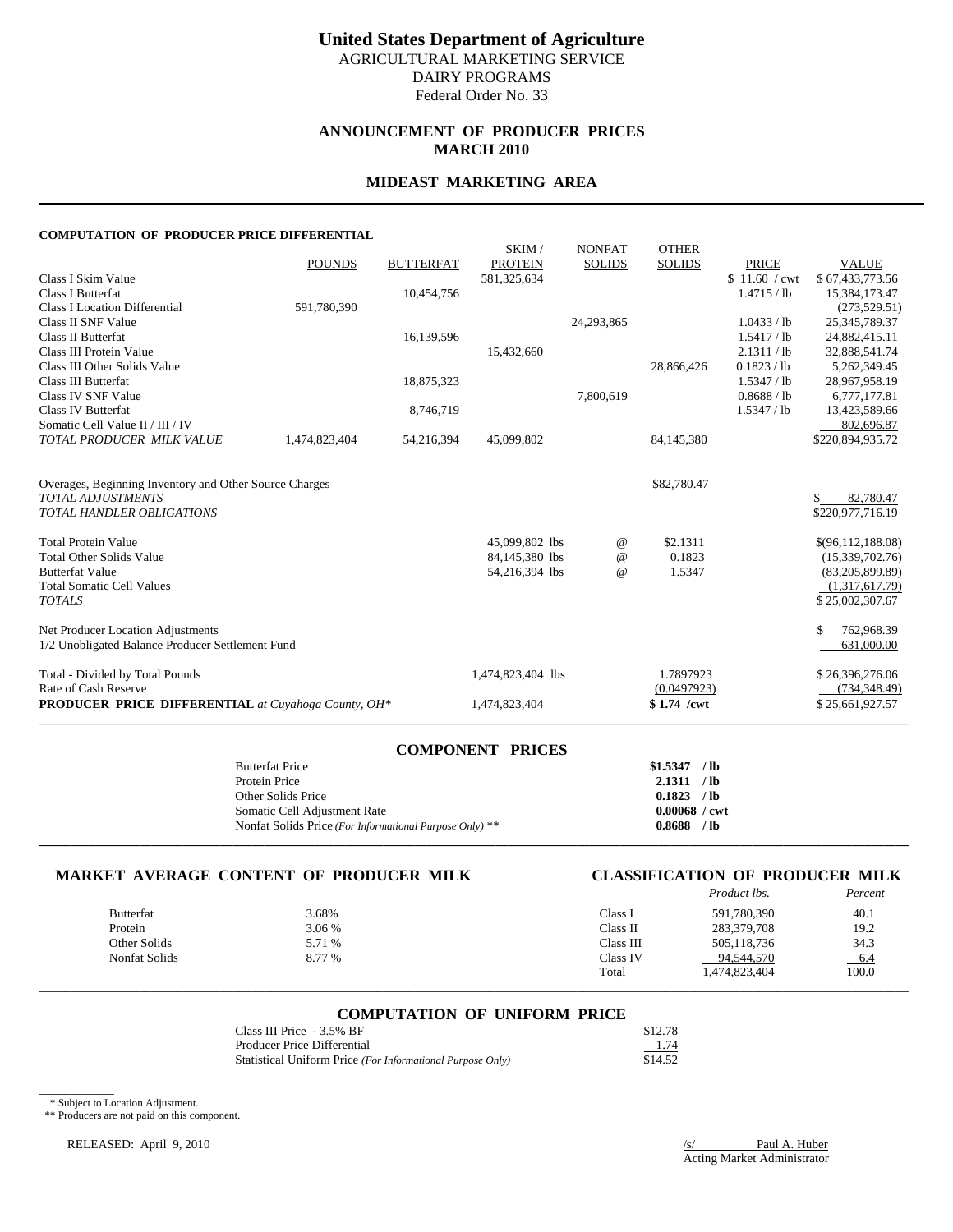# United States Department of Agriculture

AGRICULTURAL MARKETING SERVICE
DAIRY PROGRAMS
Federal Order No. 33

## ANNOUNCEMENT OF PRODUCER PRICES
## MARCH 2010

## MIDEAST MARKETING AREA

### COMPUTATION OF PRODUCER PRICE DIFFERENTIAL

| | POUNDS | BUTTERFAT | SKIM / PROTEIN | NONFAT SOLIDS | OTHER SOLIDS | PRICE | VALUE |
|---|---|---|---|---|---|---|---|
| Class I Skim Value | | | 581,325,634 | | | $ 11.60 / cwt | $ 67,433,773.56 |
| Class I Butterfat | | 10,454,756 | | | | 1.4715 / lb | 15,384,173.47 |
| Class I Location Differential | 591,780,390 | | | | | | (273,529.51) |
| Class II SNF Value | | | | 24,293,865 | | 1.0433 / lb | 25,345,789.37 |
| Class II Butterfat | | 16,139,596 | | | | 1.5417 / lb | 24,882,415.11 |
| Class III Protein Value | | | 15,432,660 | | | 2.1311 / lb | 32,888,541.74 |
| Class III Other Solids Value | | | | | 28,866,426 | 0.1823 / lb | 5,262,349.45 |
| Class III Butterfat | | 18,875,323 | | | | 1.5347 / lb | 28,967,958.19 |
| Class IV SNF Value | | | | 7,800,619 | | 0.8688 / lb | 6,777,177.81 |
| Class IV Butterfat | | 8,746,719 | | | | 1.5347 / lb | 13,423,589.66 |
| Somatic Cell Value II / III / IV | | | | | | | 802,696.87 |
| *TOTAL PRODUCER MILK VALUE* | 1,474,823,404 | 54,216,394 | 45,099,802 | | 84,145,380 | | $220,894,935.72 |

| | | | | |
|---|---|---|---|---|
| Overages, Beginning Inventory and Other Source Charges | | | $82,780.47 | |
| *TOTAL ADJUSTMENTS* | | | | $ 82,780.47 |
| *TOTAL HANDLER OBLIGATIONS* | | | | $220,977,716.19 |
| Total Protein Value | 45,099,802 lbs | @ | $2.1311 | $(96,112,188.08) |
| Total Other Solids Value | 84,145,380 lbs | @ | 0.1823 | (15,339,702.76) |
| Butterfat Value | 54,216,394 lbs | @ | 1.5347 | (83,205,899.89) |
| Total Somatic Cell Values | | | | (1,317,617.79) |
| *TOTALS* | | | | $ 25,002,307.67 |
| Net Producer Location Adjustments | | | | $ 762,968.39 |
| 1/2 Unobligated Balance Producer Settlement Fund | | | | 631,000.00 |
| Total - Divided by Total Pounds | 1,474,823,404 lbs | | 1.7897923 | $ 26,396,276.06 |
| Rate of Cash Reserve | | | (0.0497923) | (734,348.49) |
| **PRODUCER PRICE DIFFERENTIAL** *at Cuyahoga County, OH** | 1,474,823,404 | | **$ 1.74 /cwt** | $ 25,661,927.57 |

### COMPONENT PRICES

| | |
|---|---|
| Butterfat Price | **$1.5347 / lb** |
| Protein Price | **2.1311 / lb** |
| Other Solids Price | **0.1823 / lb** |
| Somatic Cell Adjustment Rate | **0.00068 / cwt** |
| Nonfat Solids Price *(For Informational Purpose Only)* ** | **0.8688 / lb** |

### MARKET AVERAGE CONTENT OF PRODUCER MILK

| | |
|---|---|
| Butterfat | 3.68% |
| Protein | 3.06 % |
| Other Solids | 5.71 % |
| Nonfat Solids | 8.77 % |

### CLASSIFICATION OF PRODUCER MILK

| | *Product lbs.* | *Percent* |
|---|---|---|
| Class I | 591,780,390 | 40.1 |
| Class II | 283,379,708 | 19.2 |
| Class III | 505,118,736 | 34.3 |
| Class IV | 94,544,570 | 6.4 |
| Total | 1,474,823,404 | 100.0 |

### COMPUTATION OF UNIFORM PRICE

| | |
|---|---|
| Class III Price - 3.5% BF | $12.78 |
| Producer Price Differential | 1.74 |
| Statistical Uniform Price *(For Informational Purpose Only)* | $14.52 |

\* Subject to Location Adjustment.
** Producers are not paid on this component.

RELEASED: April 9, 2010

/s/ Paul A. Huber
Acting Market Administrator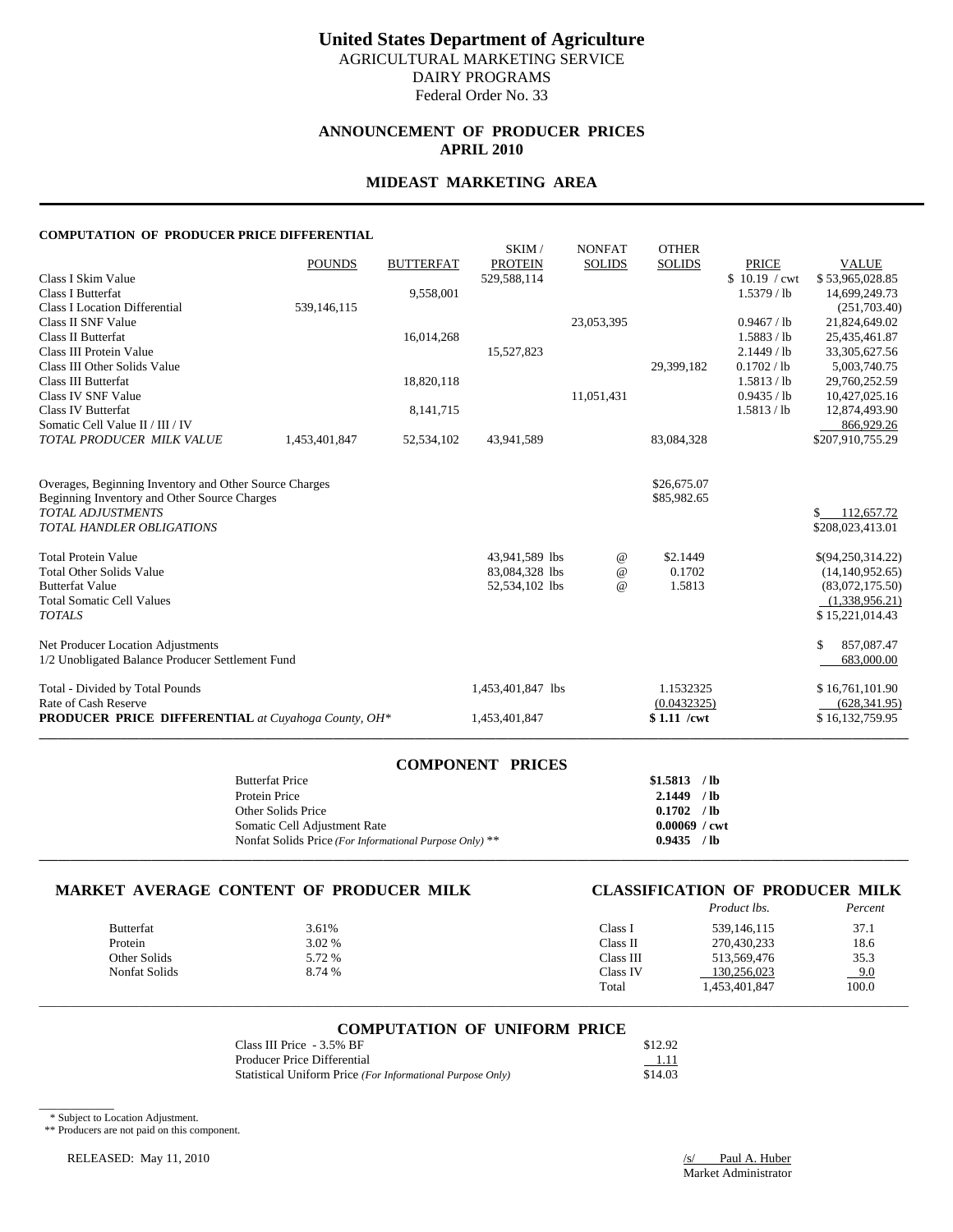# United States Department of Agriculture

AGRICULTURAL MARKETING SERVICE
DAIRY PROGRAMS
Federal Order No. 33

## ANNOUNCEMENT OF PRODUCER PRICES
## APRIL 2010

## MIDEAST MARKETING AREA

### COMPUTATION OF PRODUCER PRICE DIFFERENTIAL

| | POUNDS | BUTTERFAT | SKIM / PROTEIN | NONFAT SOLIDS | OTHER SOLIDS | PRICE | VALUE |
|---|---|---|---|---|---|---|---|
| Class I Skim Value | | | 529,588,114 | | | $ 10.19 / cwt | $ 53,965,028.85 |
| Class I Butterfat | | 9,558,001 | | | | 1.5379 / lb | 14,699,249.73 |
| Class I Location Differential | 539,146,115 | | | | | | (251,703.40) |
| Class II SNF Value | | | | 23,053,395 | | 0.9467 / lb | 21,824,649.02 |
| Class II Butterfat | | 16,014,268 | | | | 1.5883 / lb | 25,435,461.87 |
| Class III Protein Value | | | 15,527,823 | | | 2.1449 / lb | 33,305,627.56 |
| Class III Other Solids Value | | | | | 29,399,182 | 0.1702 / lb | 5,003,740.75 |
| Class III Butterfat | | 18,820,118 | | | | 1.5813 / lb | 29,760,252.59 |
| Class IV SNF Value | | | | 11,051,431 | | 0.9435 / lb | 10,427,025.16 |
| Class IV Butterfat | | 8,141,715 | | | | 1.5813 / lb | 12,874,493.90 |
| Somatic Cell Value II / III / IV | | | | | | | 866,929.26 |
| *TOTAL PRODUCER MILK VALUE* | 1,453,401,847 | 52,534,102 | 43,941,589 | | 83,084,328 | | $207,910,755.29 |

| | | | | |
|---|---|---|---|---|
| Overages, Beginning Inventory and Other Source Charges | | | $26,675.07 | |
| Beginning Inventory and Other Source Charges | | | $85,982.65 | |
| *TOTAL ADJUSTMENTS* | | | | $ 112,657.72 |
| *TOTAL HANDLER OBLIGATIONS* | | | | $208,023,413.01 |
| Total Protein Value | 43,941,589 lbs | @ | $2.1449 | $(94,250,314.22) |
| Total Other Solids Value | 83,084,328 lbs | @ | 0.1702 | (14,140,952.65) |
| Butterfat Value | 52,534,102 lbs | @ | 1.5813 | (83,072,175.50) |
| Total Somatic Cell Values | | | | (1,338,956.21) |
| *TOTALS* | | | | $ 15,221,014.43 |
| Net Producer Location Adjustments | | | | $ 857,087.47 |
| 1/2 Unobligated Balance Producer Settlement Fund | | | | 683,000.00 |
| Total - Divided by Total Pounds | 1,453,401,847 lbs | | 1.1532325 | $ 16,761,101.90 |
| Rate of Cash Reserve | | | (0.0432325) | (628,341.95) |
| **PRODUCER PRICE DIFFERENTIAL** *at Cuyahoga County, OH\** | 1,453,401,847 | | **$ 1.11 /cwt** | $ 16,132,759.95 |

### COMPONENT PRICES

| | |
|---|---|
| Butterfat Price | **$1.5813 / lb** |
| Protein Price | **2.1449 / lb** |
| Other Solids Price | **0.1702 / lb** |
| Somatic Cell Adjustment Rate | **0.00069 / cwt** |
| Nonfat Solids Price *(For Informational Purpose Only)* ** | **0.9435 / lb** |

### MARKET AVERAGE CONTENT OF PRODUCER MILK

| | |
|---|---|
| Butterfat | 3.61% |
| Protein | 3.02 % |
| Other Solids | 5.72 % |
| Nonfat Solids | 8.74 % |

### CLASSIFICATION OF PRODUCER MILK

| | *Product lbs.* | *Percent* |
|---|---|---|
| Class I | 539,146,115 | 37.1 |
| Class II | 270,430,233 | 18.6 |
| Class III | 513,569,476 | 35.3 |
| Class IV | 130,256,023 | 9.0 |
| Total | 1,453,401,847 | 100.0 |

### COMPUTATION OF UNIFORM PRICE

| | |
|---|---|
| Class III Price - 3.5% BF | $12.92 |
| Producer Price Differential | 1.11 |
| Statistical Uniform Price *(For Informational Purpose Only)* | $14.03 |

\* Subject to Location Adjustment.
** Producers are not paid on this component.

RELEASED: May 11, 2010

/s/ Paul A. Huber
Market Administrator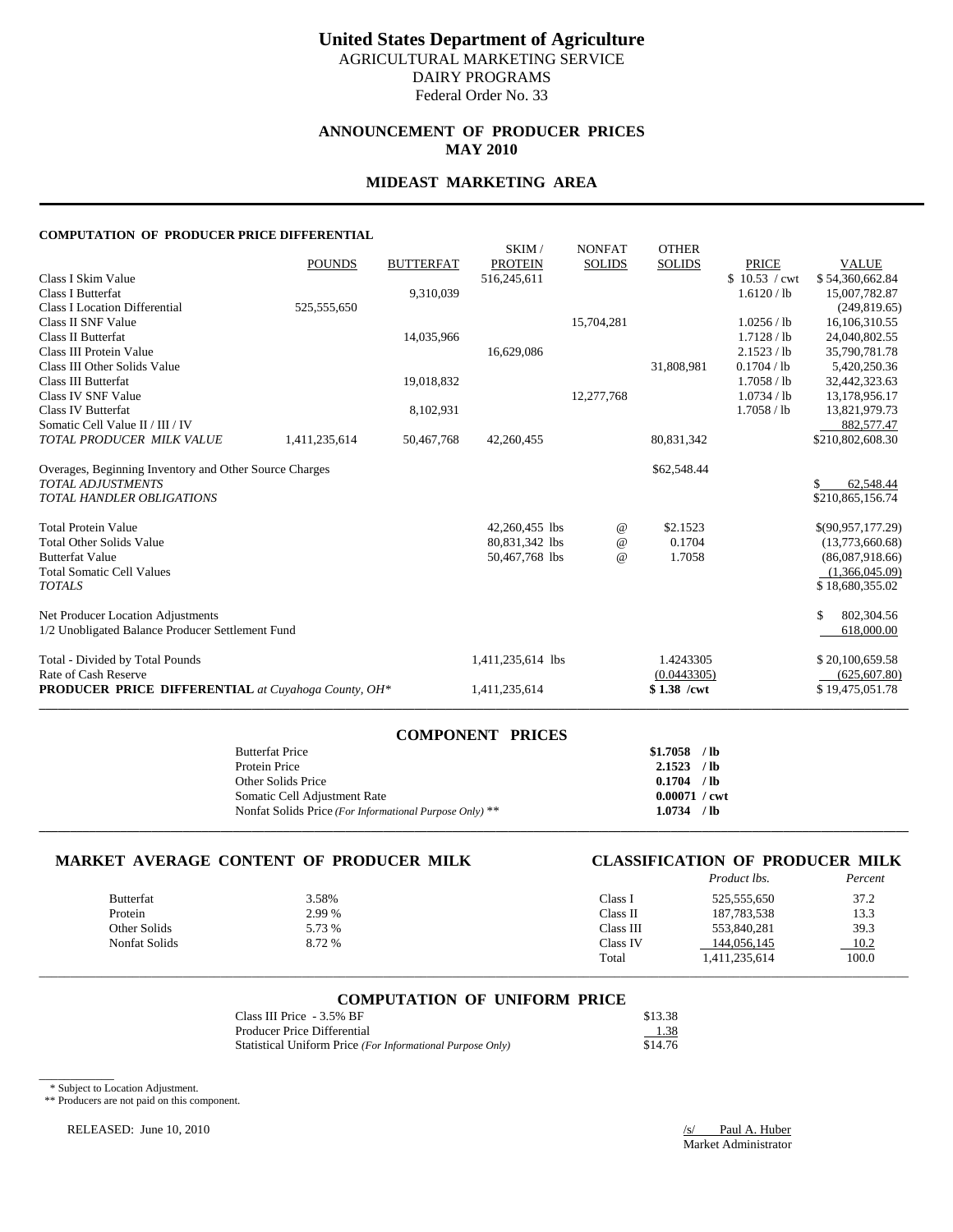# United States Department of Agriculture

AGRICULTURAL MARKETING SERVICE
DAIRY PROGRAMS
Federal Order No. 33

## ANNOUNCEMENT OF PRODUCER PRICES
## MAY 2010

## MIDEAST MARKETING AREA

### COMPUTATION OF PRODUCER PRICE DIFFERENTIAL

| | POUNDS | BUTTERFAT | SKIM / PROTEIN | NONFAT SOLIDS | OTHER SOLIDS | PRICE | VALUE |
|---|---|---|---|---|---|---|---|
| Class I Skim Value | | | 516,245,611 | | | $ 10.53 / cwt | $ 54,360,662.84 |
| Class I Butterfat | | 9,310,039 | | | | 1.6120 / lb | 15,007,782.87 |
| Class I Location Differential | 525,555,650 | | | | | | (249,819.65) |
| Class II SNF Value | | | | 15,704,281 | | 1.0256 / lb | 16,106,310.55 |
| Class II Butterfat | | 14,035,966 | | | | 1.7128 / lb | 24,040,802.55 |
| Class III Protein Value | | | 16,629,086 | | | 2.1523 / lb | 35,790,781.78 |
| Class III Other Solids Value | | | | | 31,808,981 | 0.1704 / lb | 5,420,250.36 |
| Class III Butterfat | | 19,018,832 | | | | 1.7058 / lb | 32,442,323.63 |
| Class IV SNF Value | | | | 12,277,768 | | 1.0734 / lb | 13,178,956.17 |
| Class IV Butterfat | | 8,102,931 | | | | 1.7058 / lb | 13,821,979.73 |
| Somatic Cell Value II / III / IV | | | | | | | 882,577.47 |
| *TOTAL PRODUCER MILK VALUE* | 1,411,235,614 | 50,467,768 | 42,260,455 | | 80,831,342 | | $210,802,608.30 |
| Overages, Beginning Inventory and Other Source Charges | | | | | $62,548.44 | | |
| *TOTAL ADJUSTMENTS* | | | | | | | $ 62,548.44 |
| *TOTAL HANDLER OBLIGATIONS* | | | | | | | $210,865,156.74 |
| Total Protein Value | | | 42,260,455 lbs | @ | $2.1523 | | $(90,957,177.29) |
| Total Other Solids Value | | | 80,831,342 lbs | @ | 0.1704 | | (13,773,660.68) |
| Butterfat Value | | | 50,467,768 lbs | @ | 1.7058 | | (86,087,918.66) |
| Total Somatic Cell Values | | | | | | | (1,366,045.09) |
| *TOTALS* | | | | | | | $ 18,680,355.02 |
| Net Producer Location Adjustments | | | | | | | $ 802,304.56 |
| 1/2 Unobligated Balance Producer Settlement Fund | | | | | | | 618,000.00 |
| Total - Divided by Total Pounds | | | 1,411,235,614 lbs | | 1.4243305 | | $ 20,100,659.58 |
| Rate of Cash Reserve | | | | | (0.0443305) | | (625,607.80) |
| **PRODUCER PRICE DIFFERENTIAL** *at Cuyahoga County, OH\** | | | 1,411,235,614 | | **$ 1.38 /cwt** | | $ 19,475,051.78 |

### COMPONENT PRICES

| | |
|---|---|
| Butterfat Price | **$1.7058 / lb** |
| Protein Price | **2.1523 / lb** |
| Other Solids Price | **0.1704 / lb** |
| Somatic Cell Adjustment Rate | **0.00071 / cwt** |
| Nonfat Solids Price *(For Informational Purpose Only)* ** | **1.0734 / lb** |

### MARKET AVERAGE CONTENT OF PRODUCER MILK

| | |
|---|---|
| Butterfat | 3.58% |
| Protein | 2.99 % |
| Other Solids | 5.73 % |
| Nonfat Solids | 8.72 % |

### CLASSIFICATION OF PRODUCER MILK

| | *Product lbs.* | *Percent* |
|---|---|---|
| Class I | 525,555,650 | 37.2 |
| Class II | 187,783,538 | 13.3 |
| Class III | 553,840,281 | 39.3 |
| Class IV | 144,056,145 | 10.2 |
| Total | 1,411,235,614 | 100.0 |

### COMPUTATION OF UNIFORM PRICE

| | |
|---|---|
| Class III Price - 3.5% BF | $13.38 |
| Producer Price Differential | 1.38 |
| Statistical Uniform Price *(For Informational Purpose Only)* | $14.76 |

\* Subject to Location Adjustment.
** Producers are not paid on this component.

RELEASED: June 10, 2010

/s/ Paul A. Huber
Market Administrator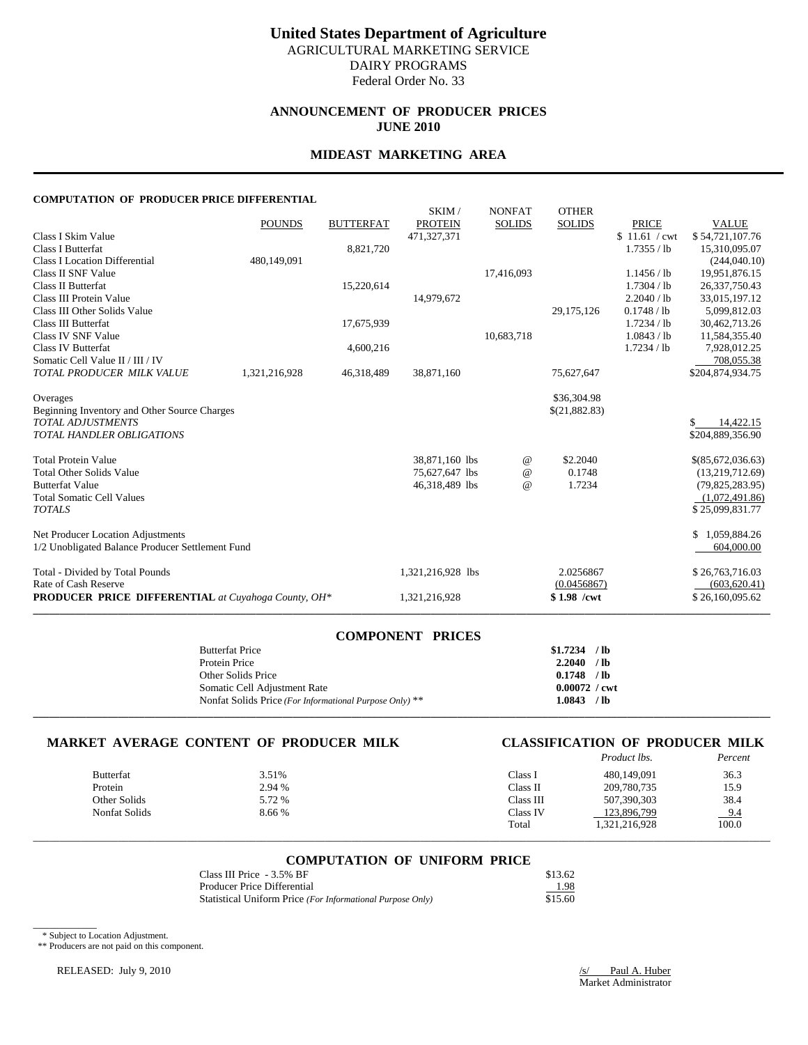# United States Department of Agriculture

AGRICULTURAL MARKETING SERVICE
DAIRY PROGRAMS
Federal Order No. 33

## ANNOUNCEMENT OF PRODUCER PRICES
## JUNE 2010

## MIDEAST MARKETING AREA

### COMPUTATION OF PRODUCER PRICE DIFFERENTIAL

| | POUNDS | BUTTERFAT | SKIM / PROTEIN | NONFAT SOLIDS | OTHER SOLIDS | PRICE | VALUE |
|---|---|---|---|---|---|---|---|
| Class I Skim Value | | | 471,327,371 | | | $ 11.61 / cwt | $ 54,721,107.76 |
| Class I Butterfat | | 8,821,720 | | | | 1.7355 / lb | 15,310,095.07 |
| Class I Location Differential | 480,149,091 | | | | | | (244,040.10) |
| Class II SNF Value | | | | 17,416,093 | | 1.1456 / lb | 19,951,876.15 |
| Class II Butterfat | | 15,220,614 | | | | 1.7304 / lb | 26,337,750.43 |
| Class III Protein Value | | | 14,979,672 | | | 2.2040 / lb | 33,015,197.12 |
| Class III Other Solids Value | | | | | 29,175,126 | 0.1748 / lb | 5,099,812.03 |
| Class III Butterfat | | 17,675,939 | | | | 1.7234 / lb | 30,462,713.26 |
| Class IV SNF Value | | | | 10,683,718 | | 1.0843 / lb | 11,584,355.40 |
| Class IV Butterfat | | 4,600,216 | | | | 1.7234 / lb | 7,928,012.25 |
| Somatic Cell Value II / III / IV | | | | | | | 708,055.38 |
| *TOTAL PRODUCER MILK VALUE* | 1,321,216,928 | 46,318,489 | 38,871,160 | | 75,627,647 | | $204,874,934.75 |
| | | | | | | | |
| Overages | | | | | $36,304.98 | | |
| Beginning Inventory and Other Source Charges | | | | | $(21,882.83) | | |
| *TOTAL ADJUSTMENTS* | | | | | | | $ 14,422.15 |
| *TOTAL HANDLER OBLIGATIONS* | | | | | | | $204,889,356.90 |
| | | | | | | | |
| Total Protein Value | | | 38,871,160 lbs | @ | $2.2040 | | $(85,672,036.63) |
| Total Other Solids Value | | | 75,627,647 lbs | @ | 0.1748 | | (13,219,712.69) |
| Butterfat Value | | | 46,318,489 lbs | @ | 1.7234 | | (79,825,283.95) |
| Total Somatic Cell Values | | | | | | | (1,072,491.86) |
| *TOTALS* | | | | | | | $ 25,099,831.77 |
| | | | | | | | |
| Net Producer Location Adjustments | | | | | | | $ 1,059,884.26 |
| 1/2 Unobligated Balance Producer Settlement Fund | | | | | | | 604,000.00 |
| | | | | | | | |
| Total - Divided by Total Pounds | | | 1,321,216,928 lbs | | 2.0256867 | | $ 26,763,716.03 |
| Rate of Cash Reserve | | | | | (0.0456867) | | (603,620.41) |
| **PRODUCER PRICE DIFFERENTIAL** *at Cuyahoga County, OH\** | | | 1,321,216,928 | | **$ 1.98 /cwt** | | $ 26,160,095.62 |

### COMPONENT PRICES

| | |
|---|---|
| Butterfat Price | **$1.7234 / lb** |
| Protein Price | **2.2040 / lb** |
| Other Solids Price | **0.1748 / lb** |
| Somatic Cell Adjustment Rate | **0.00072 / cwt** |
| Nonfat Solids Price *(For Informational Purpose Only)* ** | **1.0843 / lb** |

### MARKET AVERAGE CONTENT OF PRODUCER MILK

| | |
|---|---|
| Butterfat | 3.51% |
| Protein | 2.94 % |
| Other Solids | 5.72 % |
| Nonfat Solids | 8.66 % |

### CLASSIFICATION OF PRODUCER MILK

| | *Product lbs.* | *Percent* |
|---|---|---|
| Class I | 480,149,091 | 36.3 |
| Class II | 209,780,735 | 15.9 |
| Class III | 507,390,303 | 38.4 |
| Class IV | 123,896,799 | 9.4 |
| Total | 1,321,216,928 | 100.0 |

### COMPUTATION OF UNIFORM PRICE

| | |
|---|---|
| Class III Price - 3.5% BF | $13.62 |
| Producer Price Differential | 1.98 |
| Statistical Uniform Price *(For Informational Purpose Only)* | $15.60 |

\* Subject to Location Adjustment.
** Producers are not paid on this component.

RELEASED: July 9, 2010

/s/ Paul A. Huber
Market Administrator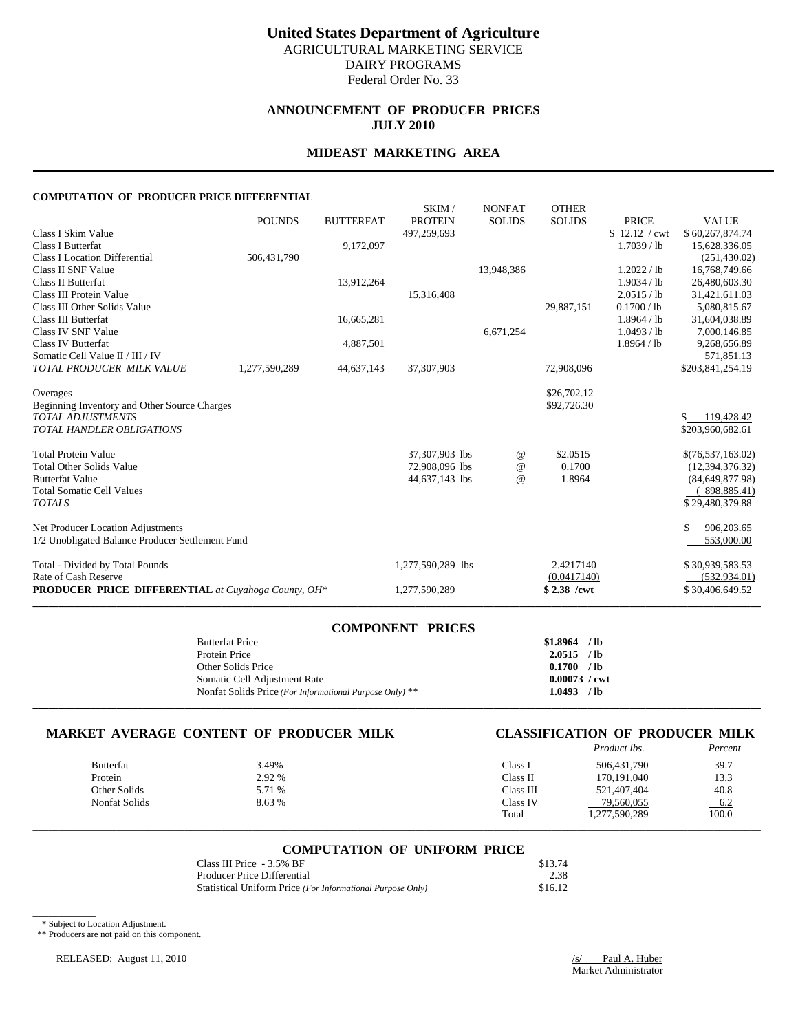# United States Department of Agriculture

AGRICULTURAL MARKETING SERVICE
DAIRY PROGRAMS
Federal Order No. 33

## ANNOUNCEMENT OF PRODUCER PRICES
## JULY 2010

## MIDEAST MARKETING AREA

### COMPUTATION OF PRODUCER PRICE DIFFERENTIAL

| | POUNDS | BUTTERFAT | SKIM / PROTEIN | NONFAT SOLIDS | OTHER SOLIDS | PRICE | VALUE |
|---|---|---|---|---|---|---|---|
| Class I Skim Value | | | 497,259,693 | | | $ 12.12 / cwt | $ 60,267,874.74 |
| Class I Butterfat | | 9,172,097 | | | | 1.7039 / lb | 15,628,336.05 |
| Class I Location Differential | 506,431,790 | | | | | | (251,430.02) |
| Class II SNF Value | | | | 13,948,386 | | 1.2022 / lb | 16,768,749.66 |
| Class II Butterfat | | 13,912,264 | | | | 1.9034 / lb | 26,480,603.30 |
| Class III Protein Value | | | 15,316,408 | | | 2.0515 / lb | 31,421,611.03 |
| Class III Other Solids Value | | | | | 29,887,151 | 0.1700 / lb | 5,080,815.67 |
| Class III Butterfat | | 16,665,281 | | | | 1.8964 / lb | 31,604,038.89 |
| Class IV SNF Value | | | | 6,671,254 | | 1.0493 / lb | 7,000,146.85 |
| Class IV Butterfat | | 4,887,501 | | | | 1.8964 / lb | 9,268,656.89 |
| Somatic Cell Value II / III / IV | | | | | | | 571,851.13 |
| *TOTAL PRODUCER MILK VALUE* | 1,277,590,289 | 44,637,143 | 37,307,903 | | 72,908,096 | | $203,841,254.19 |
| Overages | | | | | $26,702.12 | | |
| Beginning Inventory and Other Source Charges | | | | | $92,726.30 | | |
| *TOTAL ADJUSTMENTS* | | | | | | | $ 119,428.42 |
| *TOTAL HANDLER OBLIGATIONS* | | | | | | | $203,960,682.61 |
| Total Protein Value | | | 37,307,903 lbs | @ | $2.0515 | | $(76,537,163.02) |
| Total Other Solids Value | | | 72,908,096 lbs | @ | 0.1700 | | (12,394,376.32) |
| Butterfat Value | | | 44,637,143 lbs | @ | 1.8964 | | (84,649,877.98) |
| Total Somatic Cell Values | | | | | | | ( 898,885.41) |
| *TOTALS* | | | | | | | $ 29,480,379.88 |
| Net Producer Location Adjustments | | | | | | | $ 906,203.65 |
| 1/2 Unobligated Balance Producer Settlement Fund | | | | | | | 553,000.00 |
| Total - Divided by Total Pounds | | | 1,277,590,289 lbs | | 2.4217140 | | $ 30,939,583.53 |
| Rate of Cash Reserve | | | | | (0.0417140) | | (532,934.01) |
| **PRODUCER PRICE DIFFERENTIAL** *at Cuyahoga County, OH\** | | | 1,277,590,289 | | **$ 2.38 /cwt** | | $ 30,406,649.52 |

### COMPONENT PRICES

| | |
|---|---|
| Butterfat Price | **$1.8964 / lb** |
| Protein Price | **2.0515 / lb** |
| Other Solids Price | **0.1700 / lb** |
| Somatic Cell Adjustment Rate | **0.00073 / cwt** |
| Nonfat Solids Price *(For Informational Purpose Only)* ** | **1.0493 / lb** |

### MARKET AVERAGE CONTENT OF PRODUCER MILK

| | |
|---|---|
| Butterfat | 3.49% |
| Protein | 2.92 % |
| Other Solids | 5.71 % |
| Nonfat Solids | 8.63 % |

### CLASSIFICATION OF PRODUCER MILK

| | *Product lbs.* | *Percent* |
|---|---|---|
| Class I | 506,431,790 | 39.7 |
| Class II | 170,191,040 | 13.3 |
| Class III | 521,407,404 | 40.8 |
| Class IV | 79,560,055 | 6.2 |
| Total | 1,277,590,289 | 100.0 |

### COMPUTATION OF UNIFORM PRICE

| | |
|---|---|
| Class III Price - 3.5% BF | $13.74 |
| Producer Price Differential | 2.38 |
| Statistical Uniform Price *(For Informational Purpose Only)* | $16.12 |

\* Subject to Location Adjustment.
** Producers are not paid on this component.

RELEASED: August 11, 2010

/s/ Paul A. Huber
Market Administrator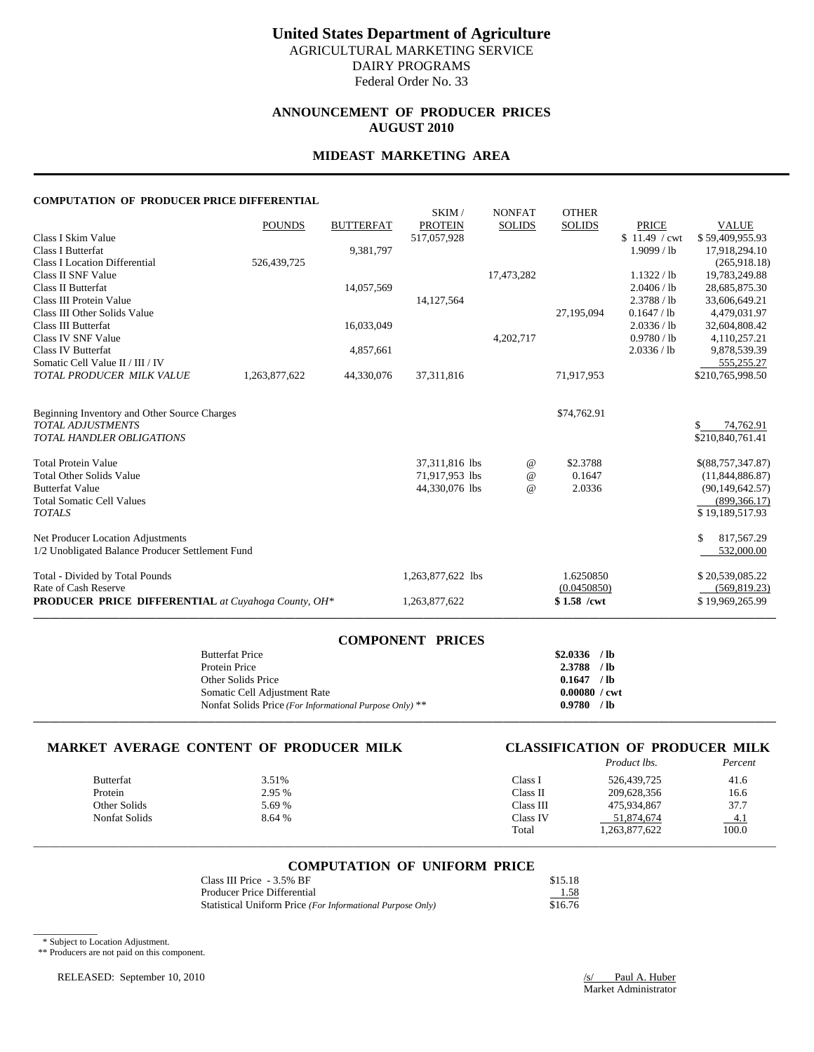# United States Department of Agriculture

AGRICULTURAL MARKETING SERVICE
DAIRY PROGRAMS
Federal Order No. 33

## ANNOUNCEMENT OF PRODUCER PRICES
## AUGUST 2010

## MIDEAST MARKETING AREA

### COMPUTATION OF PRODUCER PRICE DIFFERENTIAL

| | POUNDS | BUTTERFAT | SKIM / PROTEIN | NONFAT SOLIDS | OTHER SOLIDS | PRICE | VALUE |
|---|---|---|---|---|---|---|---|
| Class I Skim Value | | | 517,057,928 | | | $ 11.49 / cwt | $ 59,409,955.93 |
| Class I Butterfat | | 9,381,797 | | | | 1.9099 / lb | 17,918,294.10 |
| Class I Location Differential | 526,439,725 | | | | | | (265,918.18) |
| Class II SNF Value | | | | 17,473,282 | | 1.1322 / lb | 19,783,249.88 |
| Class II Butterfat | | 14,057,569 | | | | 2.0406 / lb | 28,685,875.30 |
| Class III Protein Value | | | 14,127,564 | | | 2.3788 / lb | 33,606,649.21 |
| Class III Other Solids Value | | | | | 27,195,094 | 0.1647 / lb | 4,479,031.97 |
| Class III Butterfat | | 16,033,049 | | | | 2.0336 / lb | 32,604,808.42 |
| Class IV SNF Value | | | | 4,202,717 | | 0.9780 / lb | 4,110,257.21 |
| Class IV Butterfat | | 4,857,661 | | | | 2.0336 / lb | 9,878,539.39 |
| Somatic Cell Value II / III / IV | | | | | | | 555,255.27 |
| *TOTAL PRODUCER MILK VALUE* | 1,263,877,622 | 44,330,076 | 37,311,816 | | 71,917,953 | | $210,765,998.50 |
| | | | | | | | |
| Beginning Inventory and Other Source Charges | | | | | $74,762.91 | | |
| *TOTAL ADJUSTMENTS* | | | | | | | $ 74,762.91 |
| *TOTAL HANDLER OBLIGATIONS* | | | | | | | $210,840,761.41 |
| | | | | | | | |
| Total Protein Value | | | 37,311,816 lbs | @ | $2.3788 | | $(88,757,347.87) |
| Total Other Solids Value | | | 71,917,953 lbs | @ | 0.1647 | | (11,844,886.87) |
| Butterfat Value | | | 44,330,076 lbs | @ | 2.0336 | | (90,149,642.57) |
| Total Somatic Cell Values | | | | | | | (899,366.17) |
| *TOTALS* | | | | | | | $ 19,189,517.93 |
| | | | | | | | |
| Net Producer Location Adjustments | | | | | | | $ 817,567.29 |
| 1/2 Unobligated Balance Producer Settlement Fund | | | | | | | 532,000.00 |
| | | | | | | | |
| Total - Divided by Total Pounds | | | 1,263,877,622 lbs | | 1.6250850 | | $ 20,539,085.22 |
| Rate of Cash Reserve | | | | | (0.0450850) | | (569,819.23) |
| **PRODUCER PRICE DIFFERENTIAL** *at Cuyahoga County, OH\** | | | 1,263,877,622 | | **$ 1.58 /cwt** | | $ 19,969,265.99 |

### COMPONENT PRICES

| | |
|---|---|
| Butterfat Price | **$2.0336 / lb** |
| Protein Price | **2.3788 / lb** |
| Other Solids Price | **0.1647 / lb** |
| Somatic Cell Adjustment Rate | **0.00080 / cwt** |
| Nonfat Solids Price *(For Informational Purpose Only)* ** | **0.9780 / lb** |

### MARKET AVERAGE CONTENT OF PRODUCER MILK

| | |
|---|---|
| Butterfat | 3.51% |
| Protein | 2.95 % |
| Other Solids | 5.69 % |
| Nonfat Solids | 8.64 % |

### CLASSIFICATION OF PRODUCER MILK

| | *Product lbs.* | *Percent* |
|---|---|---|
| Class I | 526,439,725 | 41.6 |
| Class II | 209,628,356 | 16.6 |
| Class III | 475,934,867 | 37.7 |
| Class IV | 51,874,674 | 4.1 |
| Total | 1,263,877,622 | 100.0 |

### COMPUTATION OF UNIFORM PRICE

| | |
|---|---|
| Class III Price - 3.5% BF | $15.18 |
| Producer Price Differential | 1.58 |
| Statistical Uniform Price *(For Informational Purpose Only)* | $16.76 |

\* Subject to Location Adjustment.
** Producers are not paid on this component.

RELEASED: September 10, 2010

/s/ Paul A. Huber
Market Administrator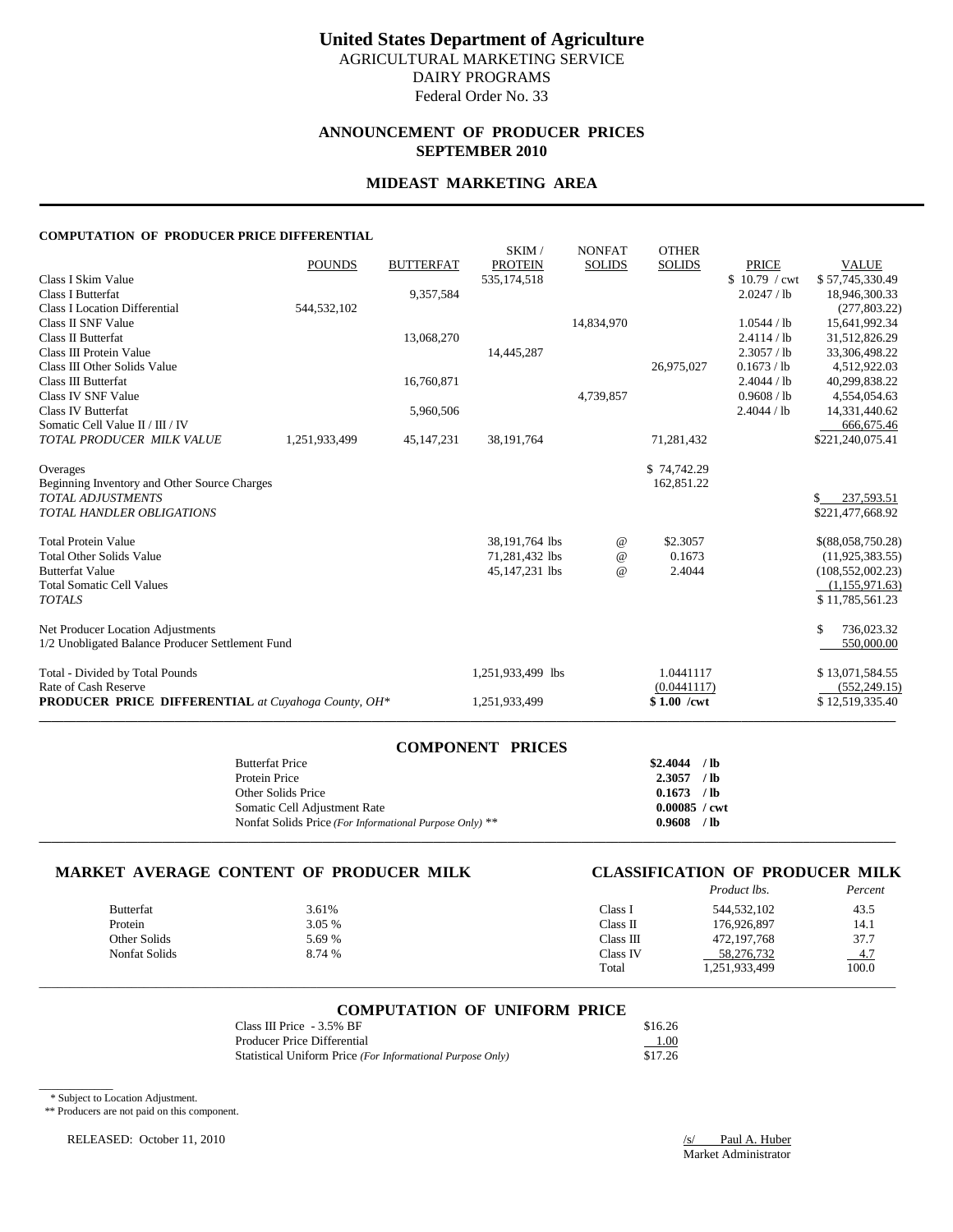# United States Department of Agriculture

AGRICULTURAL MARKETING SERVICE
DAIRY PROGRAMS
Federal Order No. 33

## ANNOUNCEMENT OF PRODUCER PRICES
## SEPTEMBER 2010

## MIDEAST MARKETING AREA

**COMPUTATION OF PRODUCER PRICE DIFFERENTIAL**

| | POUNDS | BUTTERFAT | SKIM / PROTEIN | NONFAT SOLIDS | OTHER SOLIDS | PRICE | VALUE |
|---|---|---|---|---|---|---|---|
| Class I Skim Value | | | 535,174,518 | | | $ 10.79 / cwt | $ 57,745,330.49 |
| Class I Butterfat | | 9,357,584 | | | | 2.0247 / lb | 18,946,300.33 |
| Class I Location Differential | 544,532,102 | | | | | | (277,803.22) |
| Class II SNF Value | | | | 14,834,970 | | 1.0544 / lb | 15,641,992.34 |
| Class II Butterfat | | 13,068,270 | | | | 2.4114 / lb | 31,512,826.29 |
| Class III Protein Value | | | 14,445,287 | | | 2.3057 / lb | 33,306,498.22 |
| Class III Other Solids Value | | | | | 26,975,027 | 0.1673 / lb | 4,512,922.03 |
| Class III Butterfat | | 16,760,871 | | | | 2.4044 / lb | 40,299,838.22 |
| Class IV SNF Value | | | | 4,739,857 | | 0.9608 / lb | 4,554,054.63 |
| Class IV Butterfat | | 5,960,506 | | | | 2.4044 / lb | 14,331,440.62 |
| Somatic Cell Value II / III / IV | | | | | | | 666,675.46 |
| *TOTAL PRODUCER MILK VALUE* | 1,251,933,499 | 45,147,231 | 38,191,764 | | 71,281,432 | | $221,240,075.41 |
| Overages | | | | | $ 74,742.29 | | |
| Beginning Inventory and Other Source Charges | | | | | 162,851.22 | | |
| *TOTAL ADJUSTMENTS* | | | | | | | $ 237,593.51 |
| *TOTAL HANDLER OBLIGATIONS* | | | | | | | $221,477,668.92 |
| Total Protein Value | | | 38,191,764 lbs | @ | $2.3057 | | $(88,058,750.28) |
| Total Other Solids Value | | | 71,281,432 lbs | @ | 0.1673 | | (11,925,383.55) |
| Butterfat Value | | | 45,147,231 lbs | @ | 2.4044 | | (108,552,002.23) |
| Total Somatic Cell Values | | | | | | | (1,155,971.63) |
| *TOTALS* | | | | | | | $ 11,785,561.23 |
| Net Producer Location Adjustments | | | | | | | $ 736,023.32 |
| 1/2 Unobligated Balance Producer Settlement Fund | | | | | | | 550,000.00 |
| Total - Divided by Total Pounds | | | 1,251,933,499 lbs | | 1.0441117 | | $ 13,071,584.55 |
| Rate of Cash Reserve | | | | | (0.0441117) | | (552,249.15) |
| **PRODUCER PRICE DIFFERENTIAL** *at Cuyahoga County, OH\** | | | 1,251,933,499 | | **$ 1.00 /cwt** | | $ 12,519,335.40 |

### COMPONENT PRICES

| | |
|---|---|
| Butterfat Price | **$2.4044 / lb** |
| Protein Price | **2.3057 / lb** |
| Other Solids Price | **0.1673 / lb** |
| Somatic Cell Adjustment Rate | **0.00085 / cwt** |
| Nonfat Solids Price *(For Informational Purpose Only)* ** | **0.9608 / lb** |

### MARKET AVERAGE CONTENT OF PRODUCER MILK

| | |
|---|---|
| Butterfat | 3.61% |
| Protein | 3.05 % |
| Other Solids | 5.69 % |
| Nonfat Solids | 8.74 % |

### CLASSIFICATION OF PRODUCER MILK

| | *Product lbs.* | *Percent* |
|---|---|---|
| Class I | 544,532,102 | 43.5 |
| Class II | 176,926,897 | 14.1 |
| Class III | 472,197,768 | 37.7 |
| Class IV | 58,276,732 | 4.7 |
| Total | 1,251,933,499 | 100.0 |

### COMPUTATION OF UNIFORM PRICE

| | |
|---|---|
| Class III Price - 3.5% BF | $16.26 |
| Producer Price Differential | 1.00 |
| Statistical Uniform Price *(For Informational Purpose Only)* | $17.26 |

\* Subject to Location Adjustment.

** Producers are not paid on this component.

RELEASED: October 11, 2010

/s/ Paul A. Huber
Market Administrator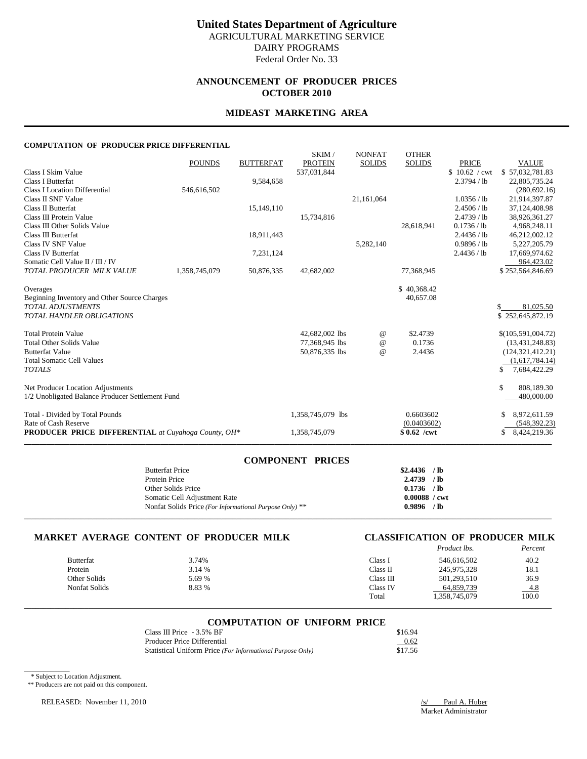# United States Department of Agriculture

AGRICULTURAL MARKETING SERVICE
DAIRY PROGRAMS
Federal Order No. 33

## ANNOUNCEMENT OF PRODUCER PRICES
## OCTOBER 2010

## MIDEAST MARKETING AREA

#### COMPUTATION OF PRODUCER PRICE DIFFERENTIAL

| | POUNDS | BUTTERFAT | SKIM / PROTEIN | NONFAT SOLIDS | OTHER SOLIDS | PRICE | VALUE |
|---|---|---|---|---|---|---|---|
| Class I Skim Value | | | 537,031,844 | | | $ 10.62 / cwt | $ 57,032,781.83 |
| Class I Butterfat | | 9,584,658 | | | | 2.3794 / lb | 22,805,735.24 |
| Class I Location Differential | 546,616,502 | | | | | | (280,692.16) |
| Class II SNF Value | | | | 21,161,064 | | 1.0356 / lb | 21,914,397.87 |
| Class II Butterfat | | 15,149,110 | | | | 2.4506 / lb | 37,124,408.98 |
| Class III Protein Value | | | 15,734,816 | | | 2.4739 / lb | 38,926,361.27 |
| Class III Other Solids Value | | | | | 28,618,941 | 0.1736 / lb | 4,968,248.11 |
| Class III Butterfat | | 18,911,443 | | | | 2.4436 / lb | 46,212,002.12 |
| Class IV SNF Value | | | | 5,282,140 | | 0.9896 / lb | 5,227,205.79 |
| Class IV Butterfat | | 7,231,124 | | | | 2.4436 / lb | 17,669,974.62 |
| Somatic Cell Value II / III / IV | | | | | | | 964,423.02 |
| *TOTAL PRODUCER MILK VALUE* | 1,358,745,079 | 50,876,335 | 42,682,002 | | 77,368,945 | | $ 252,564,846.69 |
| Overages | | | | | $ 40,368.42 | | |
| Beginning Inventory and Other Source Charges | | | | | 40,657.08 | | |
| *TOTAL ADJUSTMENTS* | | | | | | | $ 81,025.50 |
| *TOTAL HANDLER OBLIGATIONS* | | | | | | | $ 252,645,872.19 |
| Total Protein Value | | | 42,682,002 lbs | @ | $2.4739 | | $(105,591,004.72) |
| Total Other Solids Value | | | 77,368,945 lbs | @ | 0.1736 | | (13,431,248.83) |
| Butterfat Value | | | 50,876,335 lbs | @ | 2.4436 | | (124,321,412.21) |
| Total Somatic Cell Values | | | | | | | (1,617,784.14) |
| *TOTALS* | | | | | | | $ 7,684,422.29 |
| Net Producer Location Adjustments | | | | | | | $ 808,189.30 |
| 1/2 Unobligated Balance Producer Settlement Fund | | | | | | | 480,000.00 |
| Total - Divided by Total Pounds | | | 1,358,745,079 lbs | | 0.6603602 | | $ 8,972,611.59 |
| Rate of Cash Reserve | | | | | (0.0403602) | | (548,392.23) |
| **PRODUCER PRICE DIFFERENTIAL** *at Cuyahoga County, OH\** | | | 1,358,745,079 | | **$ 0.62 /cwt** | | $ 8,424,219.36 |

### COMPONENT PRICES

| | |
|---|---|
| Butterfat Price | **$2.4436 / lb** |
| Protein Price | **2.4739 / lb** |
| Other Solids Price | **0.1736 / lb** |
| Somatic Cell Adjustment Rate | **0.00088 / cwt** |
| Nonfat Solids Price *(For Informational Purpose Only)* ** | **0.9896 / lb** |

### MARKET AVERAGE CONTENT OF PRODUCER MILK

| | |
|---|---|
| Butterfat | 3.74% |
| Protein | 3.14 % |
| Other Solids | 5.69 % |
| Nonfat Solids | 8.83 % |

### CLASSIFICATION OF PRODUCER MILK

| | *Product lbs.* | *Percent* |
|---|---|---|
| Class I | 546,616,502 | 40.2 |
| Class II | 245,975,328 | 18.1 |
| Class III | 501,293,510 | 36.9 |
| Class IV | 64,859,739 | 4.8 |
| Total | 1,358,745,079 | 100.0 |

### COMPUTATION OF UNIFORM PRICE

| | |
|---|---|
| Class III Price - 3.5% BF | $16.94 |
| Producer Price Differential | 0.62 |
| Statistical Uniform Price *(For Informational Purpose Only)* | $17.56 |

\* Subject to Location Adjustment.
** Producers are not paid on this component.

RELEASED: November 11, 2010

/s/ Paul A. Huber
Market Administrator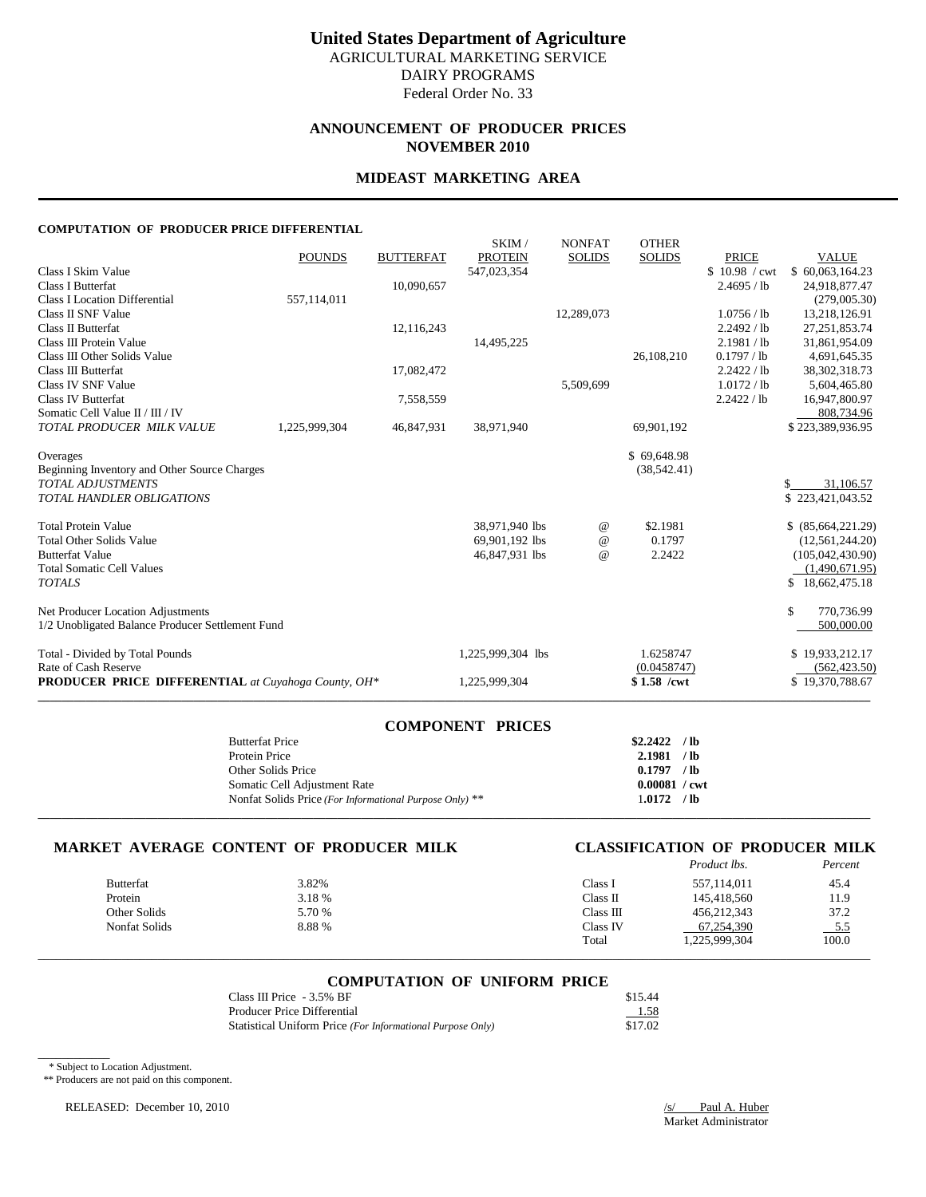# United States Department of Agriculture

AGRICULTURAL MARKETING SERVICE
DAIRY PROGRAMS
Federal Order No. 33

## ANNOUNCEMENT OF PRODUCER PRICES
## NOVEMBER 2010

## MIDEAST MARKETING AREA

### COMPUTATION OF PRODUCER PRICE DIFFERENTIAL

| | POUNDS | BUTTERFAT | SKIM / PROTEIN | NONFAT SOLIDS | OTHER SOLIDS | PRICE | VALUE |
|---|---|---|---|---|---|---|---|
| Class I Skim Value | | | 547,023,354 | | | $ 10.98 / cwt | $ 60,063,164.23 |
| Class I Butterfat | | 10,090,657 | | | | 2.4695 / lb | 24,918,877.47 |
| Class I Location Differential | 557,114,011 | | | | | | (279,005.30) |
| Class II SNF Value | | | | 12,289,073 | | 1.0756 / lb | 13,218,126.91 |
| Class II Butterfat | | 12,116,243 | | | | 2.2492 / lb | 27,251,853.74 |
| Class III Protein Value | | | 14,495,225 | | | 2.1981 / lb | 31,861,954.09 |
| Class III Other Solids Value | | | | | 26,108,210 | 0.1797 / lb | 4,691,645.35 |
| Class III Butterfat | | 17,082,472 | | | | 2.2422 / lb | 38,302,318.73 |
| Class IV SNF Value | | | | 5,509,699 | | 1.0172 / lb | 5,604,465.80 |
| Class IV Butterfat | | 7,558,559 | | | | 2.2422 / lb | 16,947,800.97 |
| Somatic Cell Value II / III / IV | | | | | | | 808,734.96 |
| *TOTAL PRODUCER MILK VALUE* | 1,225,999,304 | 46,847,931 | 38,971,940 | | 69,901,192 | | $ 223,389,936.95 |
| | | | | | | | |
| Overages | | | | | $ 69,648.98 | | |
| Beginning Inventory and Other Source Charges | | | | | (38,542.41) | | |
| *TOTAL ADJUSTMENTS* | | | | | | | $ 31,106.57 |
| *TOTAL HANDLER OBLIGATIONS* | | | | | | | $ 223,421,043.52 |
| | | | | | | | |
| Total Protein Value | | | 38,971,940 lbs | @ | $2.1981 | | $ (85,664,221.29) |
| Total Other Solids Value | | | 69,901,192 lbs | @ | 0.1797 | | (12,561,244.20) |
| Butterfat Value | | | 46,847,931 lbs | @ | 2.2422 | | (105,042,430.90) |
| Total Somatic Cell Values | | | | | | | (1,490,671.95) |
| *TOTALS* | | | | | | | $ 18,662,475.18 |
| | | | | | | | |
| Net Producer Location Adjustments | | | | | | | $ 770,736.99 |
| 1/2 Unobligated Balance Producer Settlement Fund | | | | | | | 500,000.00 |
| | | | | | | | |
| Total - Divided by Total Pounds | | | 1,225,999,304 lbs | | 1.6258747 | | $ 19,933,212.17 |
| Rate of Cash Reserve | | | | | (0.0458747) | | (562,423.50) |
| **PRODUCER PRICE DIFFERENTIAL** *at Cuyahoga County, OH\** | | | 1,225,999,304 | | **$ 1.58 /cwt** | | $ 19,370,788.67 |

### COMPONENT PRICES

| | |
|---|---|
| Butterfat Price | **$2.2422 / lb** |
| Protein Price | **2.1981 / lb** |
| Other Solids Price | **0.1797 / lb** |
| Somatic Cell Adjustment Rate | **0.00081 / cwt** |
| Nonfat Solids Price *(For Informational Purpose Only)* ** | **1.0172 / lb** |

### MARKET AVERAGE CONTENT OF PRODUCER MILK

| | |
|---|---|
| Butterfat | 3.82% |
| Protein | 3.18 % |
| Other Solids | 5.70 % |
| Nonfat Solids | 8.88 % |

### CLASSIFICATION OF PRODUCER MILK

| | *Product lbs.* | *Percent* |
|---|---|---|
| Class I | 557,114,011 | 45.4 |
| Class II | 145,418,560 | 11.9 |
| Class III | 456,212,343 | 37.2 |
| Class IV | 67,254,390 | 5.5 |
| Total | 1,225,999,304 | 100.0 |

### COMPUTATION OF UNIFORM PRICE

| | |
|---|---|
| Class III Price - 3.5% BF | $15.44 |
| Producer Price Differential | 1.58 |
| Statistical Uniform Price *(For Informational Purpose Only)* | $17.02 |

\* Subject to Location Adjustment.

** Producers are not paid on this component.

RELEASED: December 10, 2010

/s/ Paul A. Huber
Market Administrator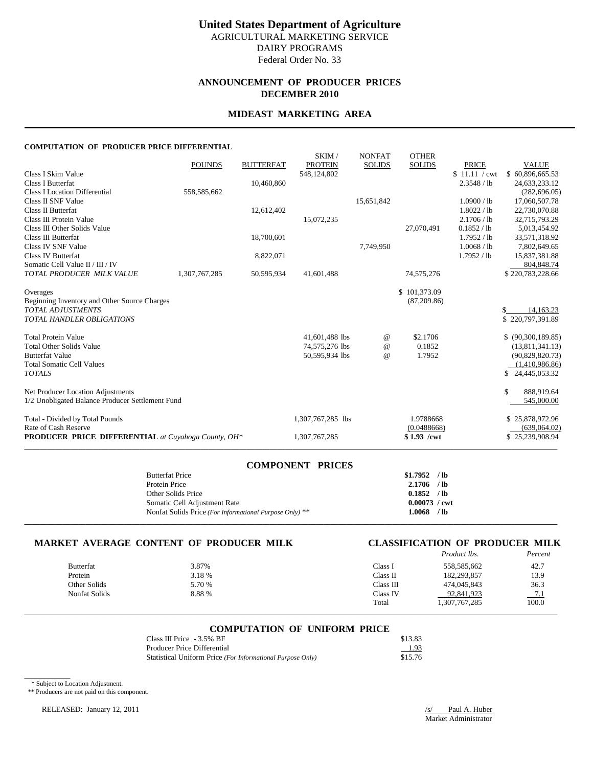# United States Department of Agriculture

AGRICULTURAL MARKETING SERVICE
DAIRY PROGRAMS
Federal Order No. 33

## ANNOUNCEMENT OF PRODUCER PRICES
## DECEMBER 2010

## MIDEAST MARKETING AREA

#### COMPUTATION OF PRODUCER PRICE DIFFERENTIAL

| | POUNDS | BUTTERFAT | SKIM / PROTEIN | NONFAT SOLIDS | OTHER SOLIDS | PRICE | VALUE |
|---|---|---|---|---|---|---|---|
| Class I Skim Value | | | 548,124,802 | | | $ 11.11 / cwt | $ 60,896,665.53 |
| Class I Butterfat | | 10,460,860 | | | | 2.3548 / lb | 24,633,233.12 |
| Class I Location Differential | 558,585,662 | | | | | | (282,696.05) |
| Class II SNF Value | | | | 15,651,842 | | 1.0900 / lb | 17,060,507.78 |
| Class II Butterfat | | 12,612,402 | | | | 1.8022 / lb | 22,730,070.88 |
| Class III Protein Value | | | 15,072,235 | | | 2.1706 / lb | 32,715,793.29 |
| Class III Other Solids Value | | | | | 27,070,491 | 0.1852 / lb | 5,013,454.92 |
| Class III Butterfat | | 18,700,601 | | | | 1.7952 / lb | 33,571,318.92 |
| Class IV SNF Value | | | | 7,749,950 | | 1.0068 / lb | 7,802,649.65 |
| Class IV Butterfat | | 8,822,071 | | | | 1.7952 / lb | 15,837,381.88 |
| Somatic Cell Value II / III / IV | | | | | | | 804,848.74 |
| *TOTAL PRODUCER MILK VALUE* | 1,307,767,285 | 50,595,934 | 41,601,488 | | 74,575,276 | | $ 220,783,228.66 |
| | | | | | | | |
| Overages | | | | | $ 101,373.09 | | |
| Beginning Inventory and Other Source Charges | | | | | (87,209.86) | | |
| *TOTAL ADJUSTMENTS* | | | | | | | $ 14,163.23 |
| *TOTAL HANDLER OBLIGATIONS* | | | | | | | $ 220,797,391.89 |
| | | | | | | | |
| Total Protein Value | | | 41,601,488 lbs | @ | $2.1706 | | $ (90,300,189.85) |
| Total Other Solids Value | | | 74,575,276 lbs | @ | 0.1852 | | (13,811,341.13) |
| Butterfat Value | | | 50,595,934 lbs | @ | 1.7952 | | (90,829,820.73) |
| Total Somatic Cell Values | | | | | | | (1,410,986.86) |
| *TOTALS* | | | | | | | $ 24,445,053.32 |
| | | | | | | | |
| Net Producer Location Adjustments | | | | | | | $ 888,919.64 |
| 1/2 Unobligated Balance Producer Settlement Fund | | | | | | | 545,000.00 |
| | | | | | | | |
| Total - Divided by Total Pounds | | | 1,307,767,285 lbs | | 1.9788668 | | $ 25,878,972.96 |
| Rate of Cash Reserve | | | | | (0.0488668) | | (639,064.02) |
| **PRODUCER PRICE DIFFERENTIAL** *at Cuyahoga County, OH\** | | | 1,307,767,285 | | **$ 1.93 /cwt** | | $ 25,239,908.94 |

### COMPONENT PRICES

| | |
|---|---|
| Butterfat Price | **$1.7952 / lb** |
| Protein Price | **2.1706 / lb** |
| Other Solids Price | **0.1852 / lb** |
| Somatic Cell Adjustment Rate | **0.00073 / cwt** |
| Nonfat Solids Price *(For Informational Purpose Only)* ** | **1.0068 / lb** |

### MARKET AVERAGE CONTENT OF PRODUCER MILK

| | |
|---|---|
| Butterfat | 3.87% |
| Protein | 3.18 % |
| Other Solids | 5.70 % |
| Nonfat Solids | 8.88 % |

### CLASSIFICATION OF PRODUCER MILK

| | *Product lbs.* | *Percent* |
|---|---|---|
| Class I | 558,585,662 | 42.7 |
| Class II | 182,293,857 | 13.9 |
| Class III | 474,045,843 | 36.3 |
| Class IV | 92,841,923 | 7.1 |
| Total | 1,307,767,285 | 100.0 |

### COMPUTATION OF UNIFORM PRICE

| | |
|---|---|
| Class III Price - 3.5% BF | $13.83 |
| Producer Price Differential | 1.93 |
| Statistical Uniform Price *(For Informational Purpose Only)* | $15.76 |

\* Subject to Location Adjustment.

** Producers are not paid on this component.

RELEASED: January 12, 2011

/s/ Paul A. Huber
Market Administrator